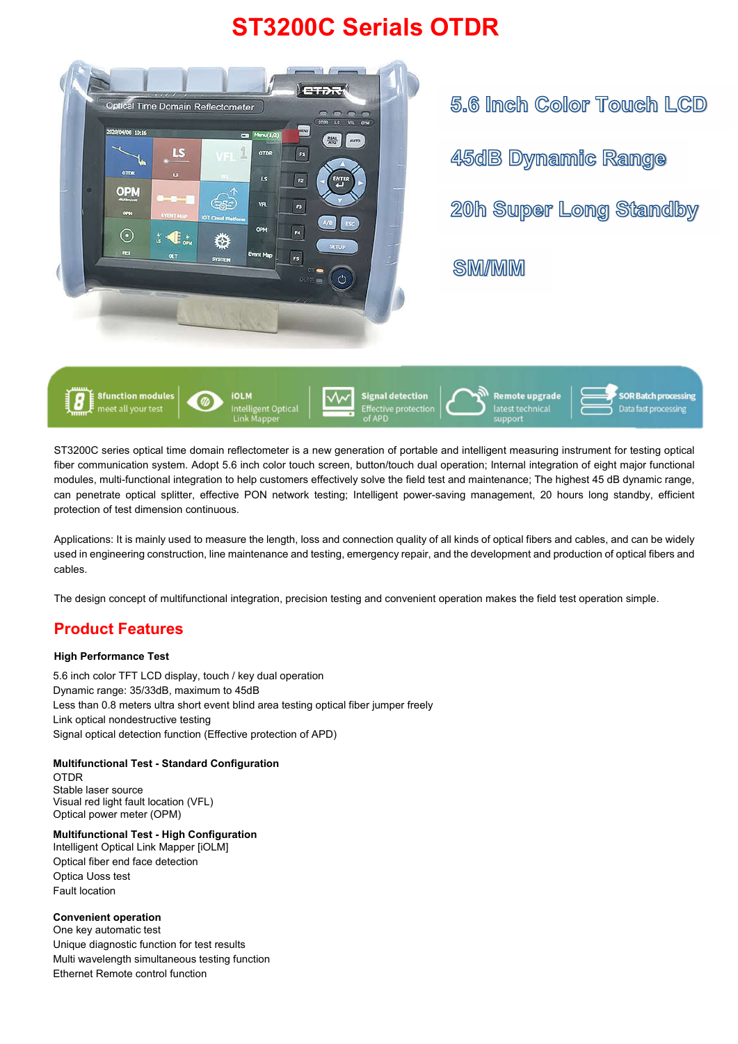# ST3200C Serials OTDR

5.6 Inch Color Touch LCD

45dB Dynamic Range

20h Super Long Standby

SM/MM

8function modules meet all your test | iOLM Intelligent Optical Link Mapper | Signal detection Effective protection of APD | Remote upgrade latest technical support | SOR Batch processing Data fast processing

ST3200C series optical time domain reflectometer is a new generation of portable and intelligent measuring instrument for testing optical fiber communication system. Adopt 5.6 inch color touch screen, button/touch dual operation; Internal integration of eight major functional modules, multi-functional integration to help customers effectively solve the field test and maintenance; The highest 45 dB dynamic range, can penetrate optical splitter, effective PON network testing; Intelligent power-saving management, 20 hours long standby, efficient protection of test dimension continuous.

Applications: It is mainly used to measure the length, loss and connection quality of all kinds of optical fibers and cables, and can be widely used in engineering construction, line maintenance and testing, emergency repair, and the development and production of optical fibers and cables.

The design concept of multifunctional integration, precision testing and convenient operation makes the field test operation simple.

## Product Features

**High Performance Test**

5.6 inch color TFT LCD display, touch / key dual operation
Dynamic range: 35/33dB, maximum to 45dB
Less than 0.8 meters ultra short event blind area testing optical fiber jumper freely
Link optical nondestructive testing
Signal optical detection function (Effective protection of APD)

**Multifunctional Test - Standard Configuration**

OTDR
Stable laser source
Visual red light fault location (VFL)
Optical power meter (OPM)

**Multifunctional Test - High Configuration**

Intelligent Optical Link Mapper [iOLM]
Optical fiber end face detection
Optica Uoss test
Fault location

**Convenient operation**

One key automatic test
Unique diagnostic function for test results
Multi wavelength simultaneous testing function
Ethernet Remote control function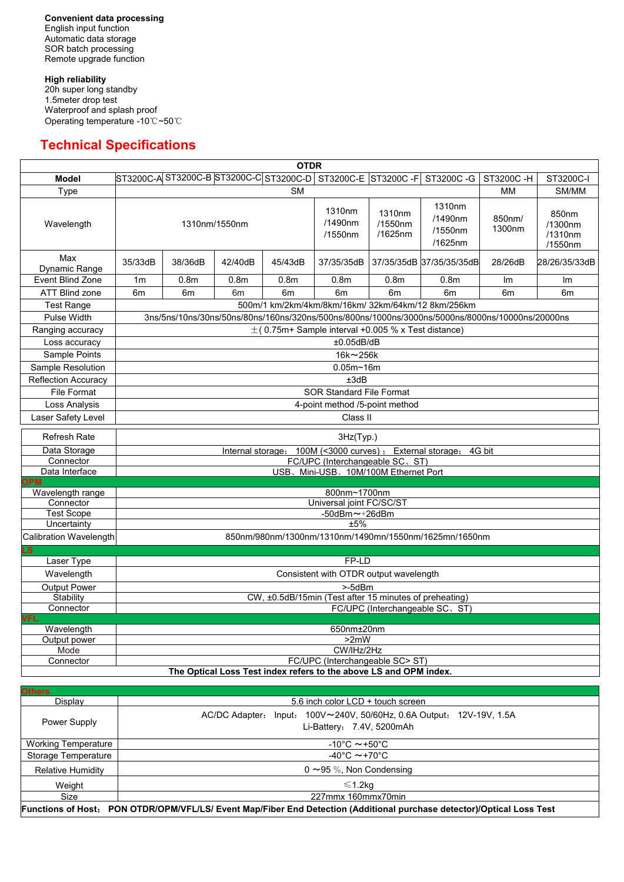**Convenient data processing**
English input function
Automatic data storage
SOR batch processing
Remote upgrade function

**High reliability**
20h super long standby
1.5meter drop test
Waterproof and splash proof
Operating temperature -10℃~50℃

## Technical Specifications

| OTDR | | | | | | | | | |
|---|---|---|---|---|---|---|---|---|---|
| **Model** | ST3200C-A | ST3200C-B | ST3200C-C | ST3200C-D | ST3200C-E | ST3200C -F | ST3200C -G | ST3200C -H | ST3200C-I |
| Type | SM | | | | | | | MM | SM/MM |
| Wavelength | 1310nm/1550nm | | | | 1310nm /1490nm /1550nm | 1310nm /1550nm /1625nm | 1310nm /1490nm /1550nm /1625nm | 850nm/ 1300nm | 850nm /1300nm /1310nm /1550nm |
| Max Dynamic Range | 35/33dB | 38/36dB | 42/40dB | 45/43dB | 37/35/35dB | 37/35/35dB | 37/35/35/35dB | 28/26dB | 28/26/35/33dB |
| Event Blind Zone | 1m | 0.8m | 0.8m | 0.8m | 0.8m | 0.8m | 0.8m | lm | lm |
| ATT Blind zone | 6m | 6m | 6m | 6m | 6m | 6m | 6m | 6m | 6m |
| Test Range | 500m/1 km/2km/4km/8km/16km/ 32km/64km/12 8km/256km | | | | | | | | |
| Pulse Width | 3ns/5ns/10ns/30ns/50ns/80ns/160ns/320ns/500ns/800ns/1000ns/3000ns/5000ns/8000ns/10000ns/20000ns | | | | | | | | |
| Ranging accuracy | ±( 0.75m+ Sample interval +0.005 % x Test distance) | | | | | | | | |
| Loss accuracy | ±0.05dB/dB | | | | | | | | |
| Sample Points | 16k～256k | | | | | | | | |
| Sample Resolution | 0.05m~16m | | | | | | | | |
| Reflection Accuracy | ±3dB | | | | | | | | |
| File Format | SOR Standard File Format | | | | | | | | |
| Loss Analysis | 4-point method /5-point method | | | | | | | | |
| Laser Safety Level | Class II | | | | | | | | |

| | |
|---|---|
| Refresh Rate | 3Hz(Typ.) |
| Data Storage | Internal storage： 100M (<3000 curves)； External storage： 4G bit |
| Connector | FC/UPC (Interchangeable SC、ST) |
| Data Interface | USB、Mini-USB、10M/100M Ethernet Port |
| **OPM** | |
| Wavelength range | 800nm~1700nm |
| Connector | Universal joint FC/SC/ST |
| Test Scope | -50dBm～+26dBm |
| Uncertainty | ±5% |
| Calibration Wavelength | 850nm/980nm/1300nm/1310nm/1490mn/1550nm/1625mn/1650nm |
| **LS** | |
| Laser Type | FP-LD |
| Wavelength | Consistent with OTDR output wavelength |
| Output Power | >-5dBm |
| Stability | CW, ±0.5dB/15min (Test after 15 minutes of preheating) |
| Connector | FC/UPC (Interchangeable SC、ST) |
| **VFL** | |
| Wavelength | 650nm±20nm |
| Output power | >2mW |
| Mode | CW/lHz/2Hz |
| Connector | FC/UPC (Interchangeable SC> ST) |
| **The Optical Loss Test index refers to the above LS and OPM index.** | |

| | |
|---|---|
| **Others** | |
| Display | 5.6 inch color LCD + touch screen |
| Power Supply | AC/DC Adapter： Input： 100V～240V, 50/60Hz, 0.6A Output： 12V-19V, 1.5A<br>Li-Battery： 7.4V, 5200mAh |
| Working Temperature | -10°C ～+50°C |
| Storage Temperature | -40°C ～+70°C |
| Relative Humidity | 0 ～95 %, Non Condensing |
| Weight | ≤1.2kg |
| Size | 227mmx 160mmx70min |
| **Functions of Host： PON OTDR/OPM/VFL/LS/ Event Map/Fiber End Detection (Additional purchase detector)/Optical Loss Test** | |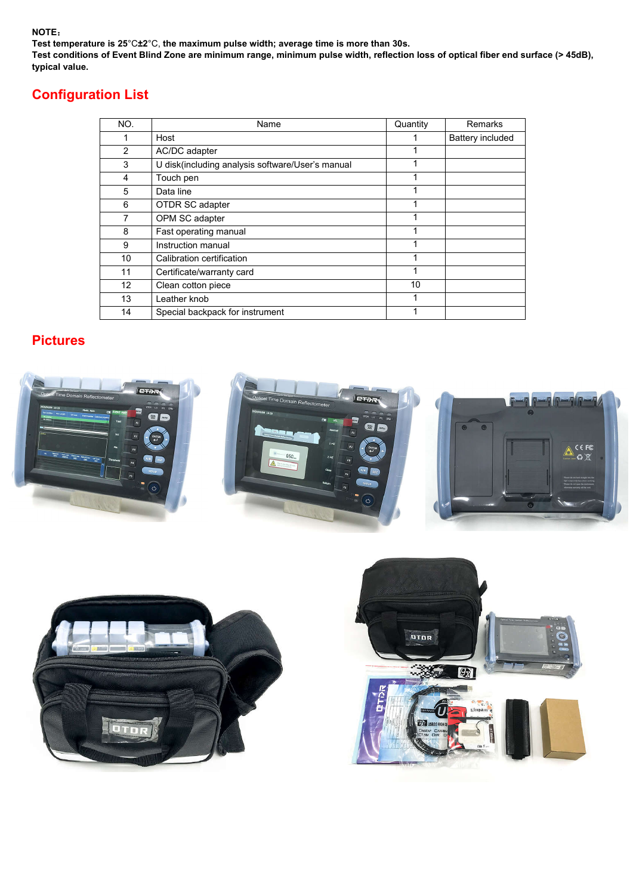**NOTE：**
**Test temperature is 25°C±2°C, the maximum pulse width; average time is more than 30s.**
**Test conditions of Event Blind Zone are minimum range, minimum pulse width, reflection loss of optical fiber end surface (> 45dB), typical value.**

## Configuration List

| NO. | Name | Quantity | Remarks |
|---|---|---|---|
| 1 | Host | 1 | Battery included |
| 2 | AC/DC adapter | 1 | |
| 3 | U disk(including analysis software/User's manual | 1 | |
| 4 | Touch pen | 1 | |
| 5 | Data line | 1 | |
| 6 | OTDR SC adapter | 1 | |
| 7 | OPM SC adapter | 1 | |
| 8 | Fast operating manual | 1 | |
| 9 | Instruction manual | 1 | |
| 10 | Calibration certification | 1 | |
| 11 | Certificate/warranty card | 1 | |
| 12 | Clean cotton piece | 10 | |
| 13 | Leather knob | 1 | |
| 14 | Special backpack for instrument | 1 | |

## Pictures